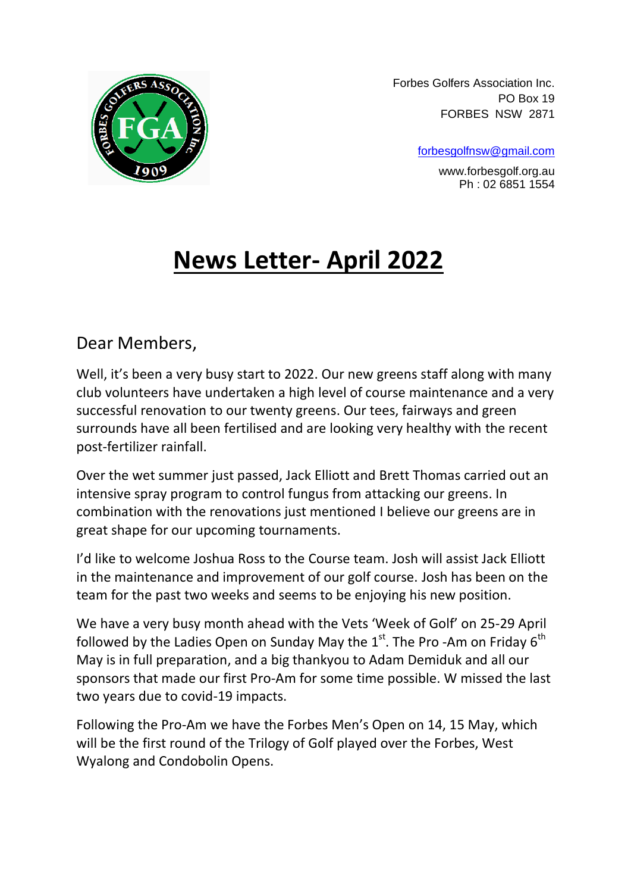Forbes Golfers Association Inc.
PO Box 19
FORBES NSW 2871

forbesgolfnsw@gmail.com

www.forbesgolf.org.au
Ph : 02 6851 1554

# News Letter- April 2022

Dear Members,

Well, it's been a very busy start to 2022. Our new greens staff along with many club volunteers have undertaken a high level of course maintenance and a very successful renovation to our twenty greens. Our tees, fairways and green surrounds have all been fertilised and are looking very healthy with the recent post-fertilizer rainfall.

Over the wet summer just passed, Jack Elliott and Brett Thomas carried out an intensive spray program to control fungus from attacking our greens. In combination with the renovations just mentioned I believe our greens are in great shape for our upcoming tournaments.

I'd like to welcome Joshua Ross to the Course team. Josh will assist Jack Elliott in the maintenance and improvement of our golf course. Josh has been on the team for the past two weeks and seems to be enjoying his new position.

We have a very busy month ahead with the Vets 'Week of Golf' on 25-29 April followed by the Ladies Open on Sunday May the 1st. The Pro -Am on Friday 6th May is in full preparation, and a big thankyou to Adam Demiduk and all our sponsors that made our first Pro-Am for some time possible. W missed the last two years due to covid-19 impacts.

Following the Pro-Am we have the Forbes Men's Open on 14, 15 May, which will be the first round of the Trilogy of Golf played over the Forbes, West Wyalong and Condobolin Opens.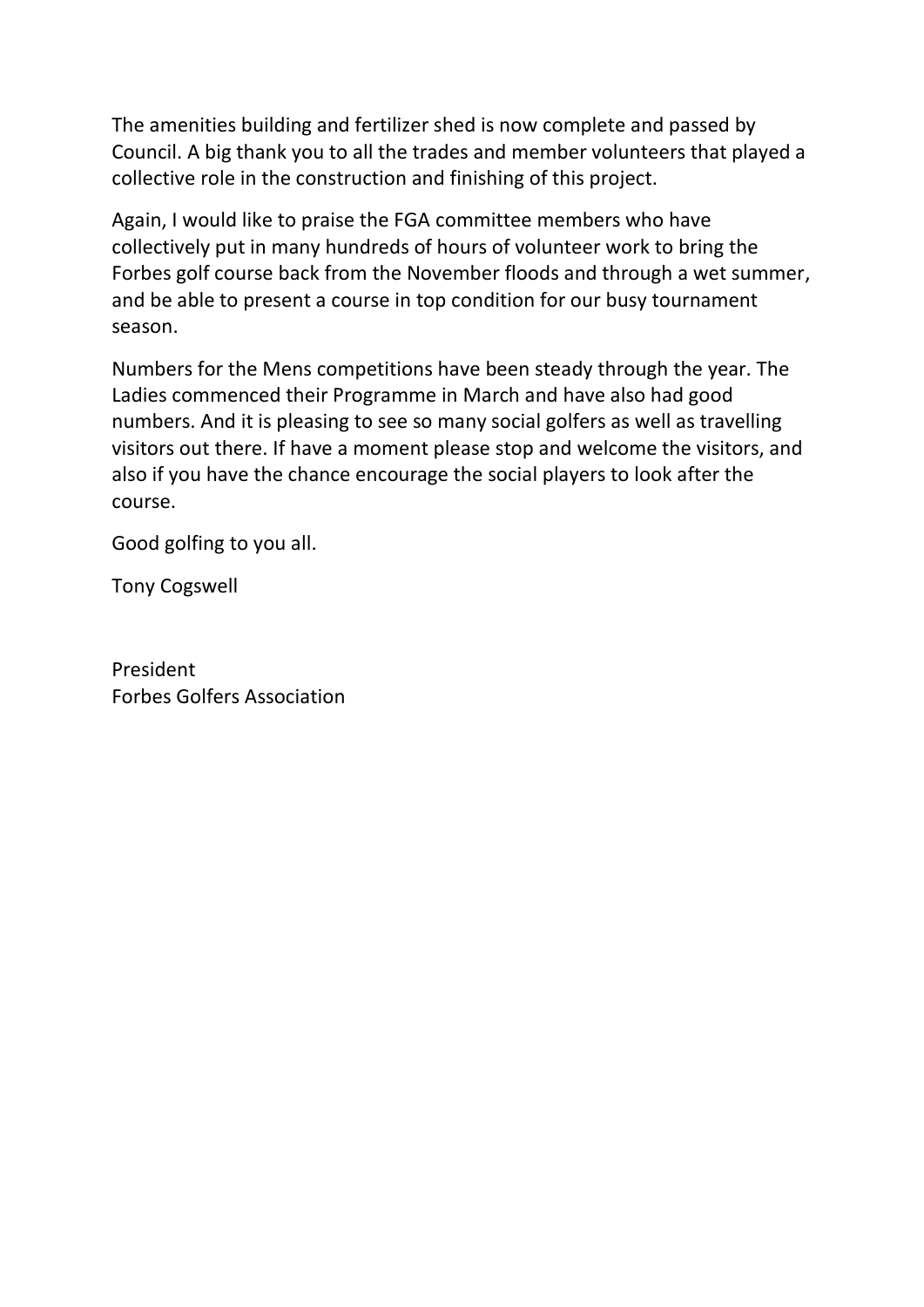The amenities building and fertilizer shed is now complete and passed by Council. A big thank you to all the trades and member volunteers that played a collective role in the construction and finishing of this project.

Again, I would like to praise the FGA committee members who have collectively put in many hundreds of hours of volunteer work to bring the Forbes golf course back from the November floods and through a wet summer, and be able to present a course in top condition for our busy tournament season.

Numbers for the Mens competitions have been steady through the year. The Ladies commenced their Programme in March and have also had good numbers. And it is pleasing to see so many social golfers as well as travelling visitors out there. If have a moment please stop and welcome the visitors, and also if you have the chance encourage the social players to look after the course.

Good golfing to you all.

Tony Cogswell

President
Forbes Golfers Association